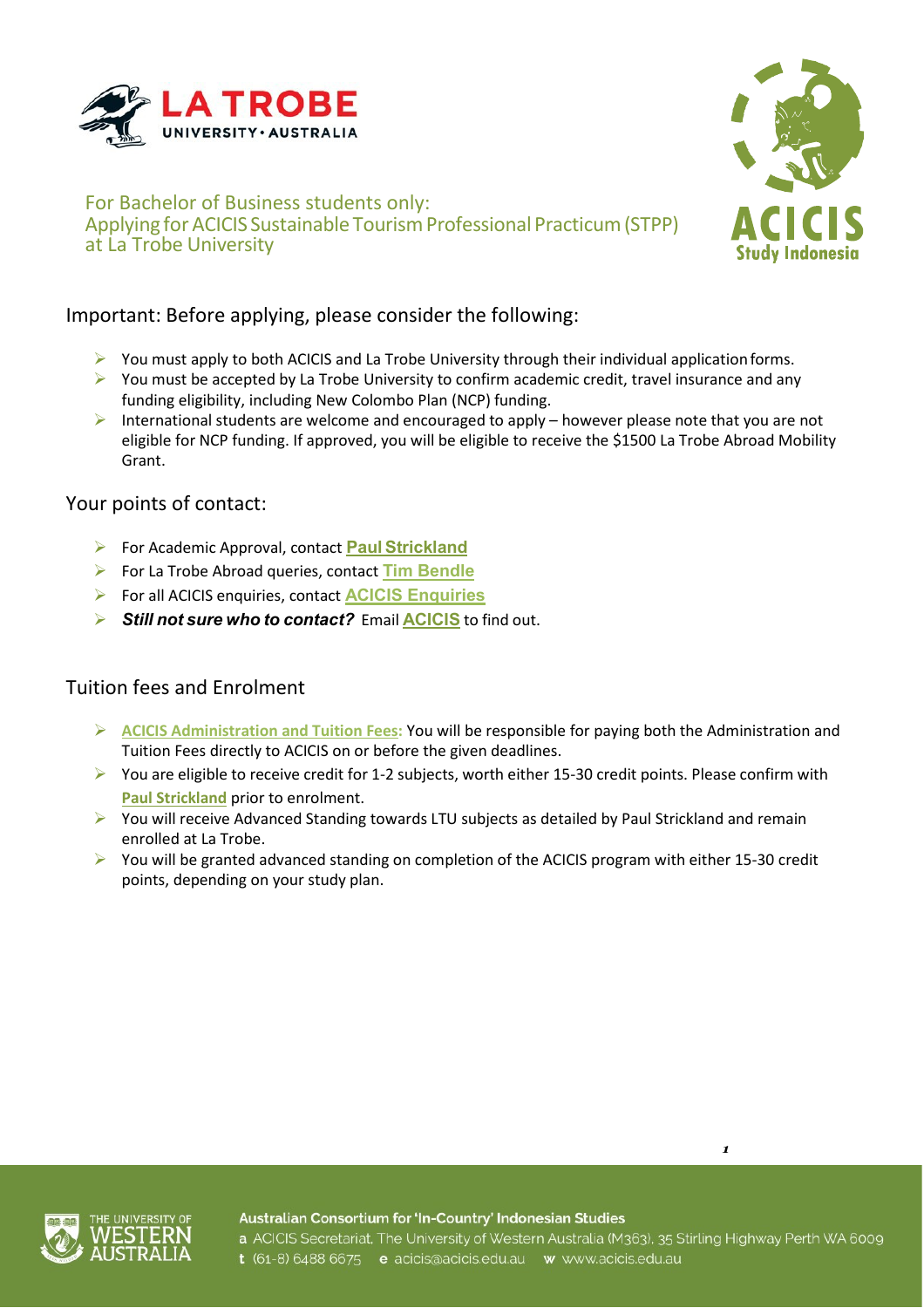For Bachelor of Business students only:
Applying for ACICIS Sustainable Tourism Professional Practicum (STPP) at La Trobe University

## Important: Before applying, please consider the following:

- You must apply to both ACICIS and La Trobe University through their individual application forms.
- You must be accepted by La Trobe University to confirm academic credit, travel insurance and any funding eligibility, including New Colombo Plan (NCP) funding.
- International students are welcome and encouraged to apply – however please note that you are not eligible for NCP funding. If approved, you will be eligible to receive the $1500 La Trobe Abroad Mobility Grant.

## Your points of contact:

- For Academic Approval, contact **Paul Strickland**
- For La Trobe Abroad queries, contact **Tim Bendle**
- For all ACICIS enquiries, contact **ACICIS Enquiries**
- ***Still not sure who to contact?*** Email **ACICIS** to find out.

## Tuition fees and Enrolment

- **ACICIS Administration and Tuition Fees:** You will be responsible for paying both the Administration and Tuition Fees directly to ACICIS on or before the given deadlines.
- You are eligible to receive credit for 1-2 subjects, worth either 15-30 credit points. Please confirm with **Paul Strickland** prior to enrolment.
- You will receive Advanced Standing towards LTU subjects as detailed by Paul Strickland and remain enrolled at La Trobe.
- You will be granted advanced standing on completion of the ACICIS program with either 15-30 credit points, depending on your study plan.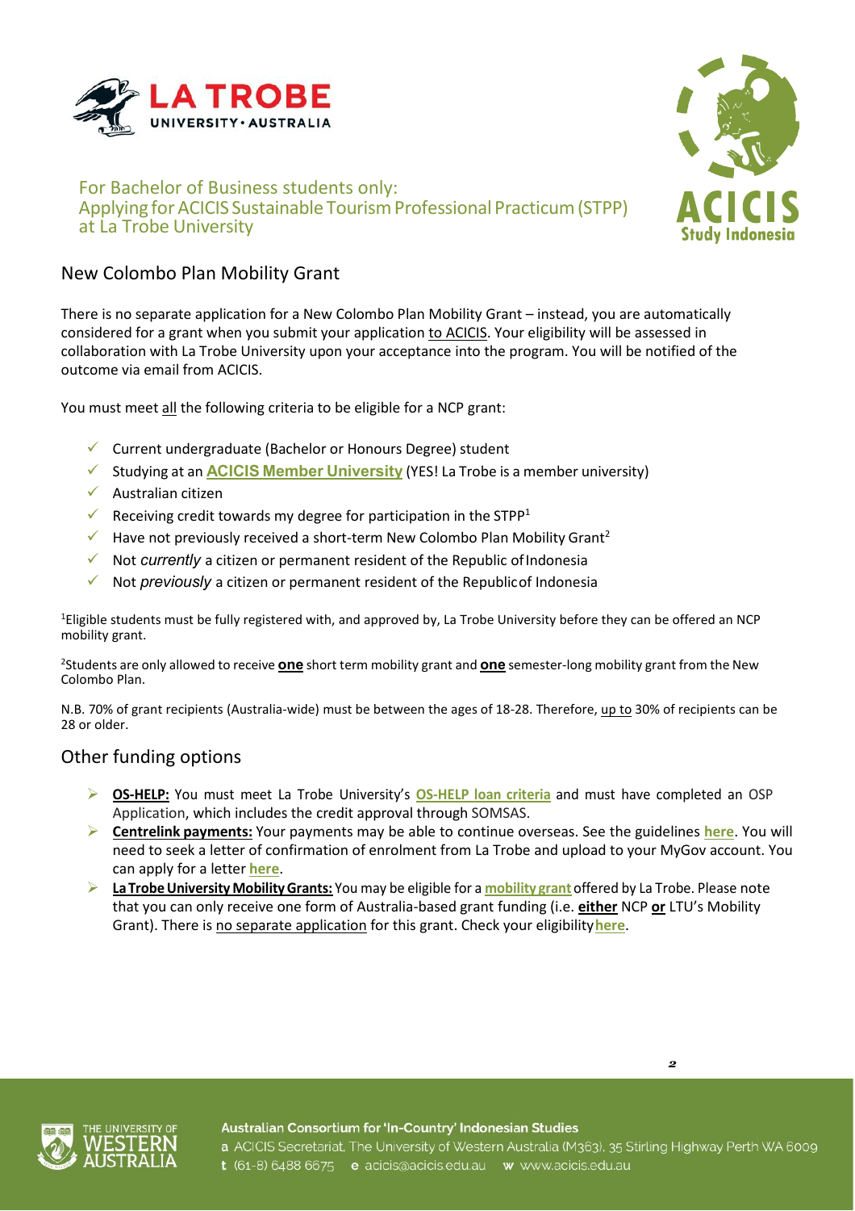For Bachelor of Business students only:
Applying for ACICIS Sustainable Tourism Professional Practicum (STPP) at La Trobe University

## New Colombo Plan Mobility Grant

There is no separate application for a New Colombo Plan Mobility Grant – instead, you are automatically considered for a grant when you submit your application to ACICIS. Your eligibility will be assessed in collaboration with La Trobe University upon your acceptance into the program. You will be notified of the outcome via email from ACICIS.

You must meet all the following criteria to be eligible for a NCP grant:

- ✓ Current undergraduate (Bachelor or Honours Degree) student
- ✓ Studying at an **ACICIS Member University** (YES! La Trobe is a member university)
- ✓ Australian citizen
- ✓ Receiving credit towards my degree for participation in the STPP[1]
- ✓ Have not previously received a short-term New Colombo Plan Mobility Grant[2]
- ✓ Not *currently* a citizen or permanent resident of the Republic of Indonesia
- ✓ Not *previously* a citizen or permanent resident of the Republic of Indonesia

[1]Eligible students must be fully registered with, and approved by, La Trobe University before they can be offered an NCP mobility grant.

[2]Students are only allowed to receive **one** short term mobility grant and **one** semester-long mobility grant from the New Colombo Plan.

N.B. 70% of grant recipients (Australia-wide) must be between the ages of 18-28. Therefore, up to 30% of recipients can be 28 or older.

## Other funding options

- **OS-HELP:** You must meet La Trobe University's **OS-HELP loan criteria** and must have completed an OSP Application, which includes the credit approval through SOMSAS.
- **Centrelink payments:** Your payments may be able to continue overseas. See the guidelines **here**. You will need to seek a letter of confirmation of enrolment from La Trobe and upload to your MyGov account. You can apply for a letter **here**.
- **La Trobe University Mobility Grants:** You may be eligible for a **mobility grant** offered by La Trobe. Please note that you can only receive one form of Australia-based grant funding (i.e. **either** NCP **or** LTU's Mobility Grant). There is no separate application for this grant. Check your eligibility **here**.

Australian Consortium for 'In-Country' Indonesian Studies
a ACICIS Secretariat, The University of Western Australia (M363), 35 Stirling Highway Perth WA 6009
t (61-8) 6488 6675 e acicis@acicis.edu.au w www.acicis.edu.au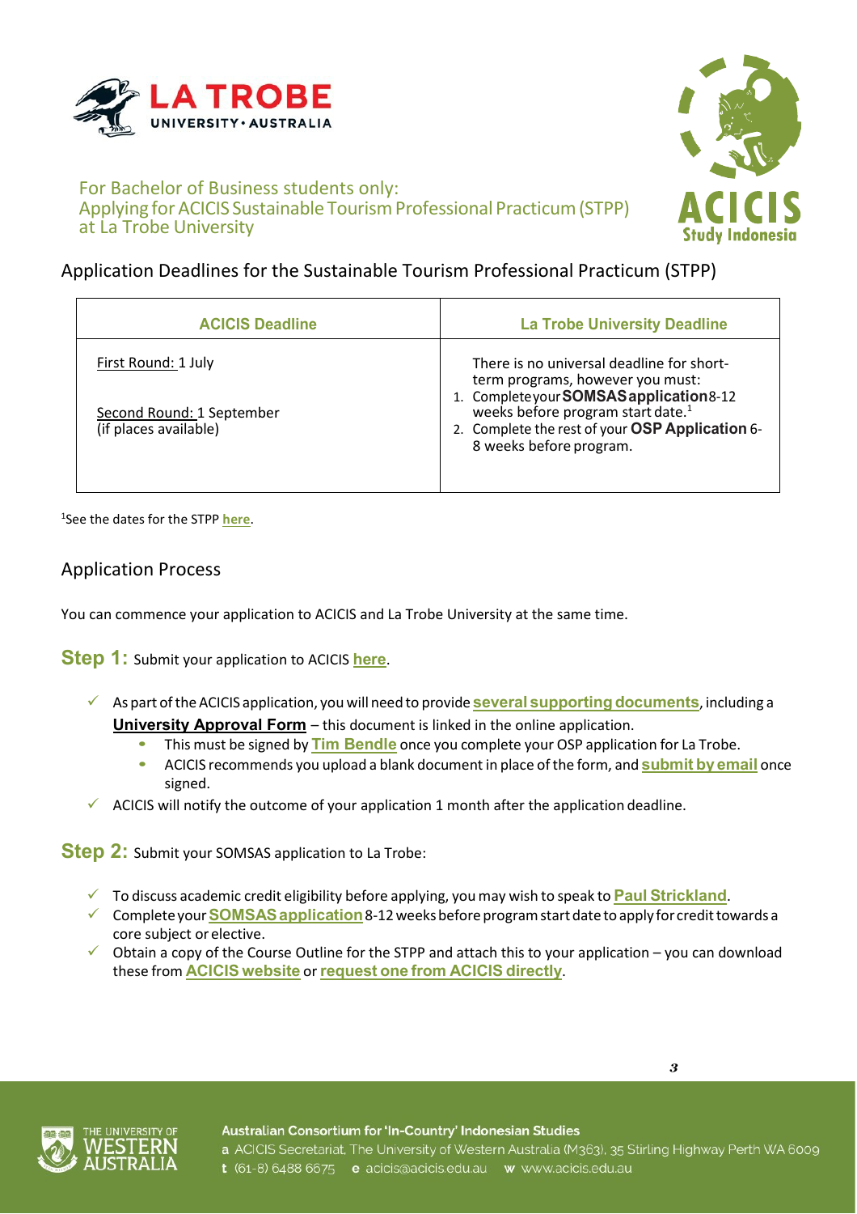For Bachelor of Business students only:
Applying for ACICIS Sustainable Tourism Professional Practicum (STPP) at La Trobe University

## Application Deadlines for the Sustainable Tourism Professional Practicum (STPP)

| ACICIS Deadline | La Trobe University Deadline |
| --- | --- |
| First Round: 1 July<br><br>Second Round: 1 September (if places available) | There is no universal deadline for short-term programs, however you must:<br>1. Complete your **SOMSAS application** 8-12 weeks before program start date.[1]<br>2. Complete the rest of your **OSP Application** 6-8 weeks before program. |

[1]See the dates for the STPP **here**.

## Application Process

You can commence your application to ACICIS and La Trobe University at the same time.

**Step 1:** Submit your application to ACICIS **here**.

- ✓ As part of the ACICIS application, you will need to provide **several supporting documents**, including a **University Approval Form** – this document is linked in the online application.
  - This must be signed by **Tim Bendle** once you complete your OSP application for La Trobe.
  - ACICIS recommends you upload a blank document in place of the form, and **submit by email** once signed.
- ✓ ACICIS will notify the outcome of your application 1 month after the application deadline.

**Step 2:** Submit your SOMSAS application to La Trobe:

- ✓ To discuss academic credit eligibility before applying, you may wish to speak to **Paul Strickland**.
- ✓ Complete your **SOMSAS application** 8-12 weeks before program start date to apply for credit towards a core subject or elective.
- ✓ Obtain a copy of the Course Outline for the STPP and attach this to your application – you can download these from **ACICIS website** or **request one from ACICIS directly**.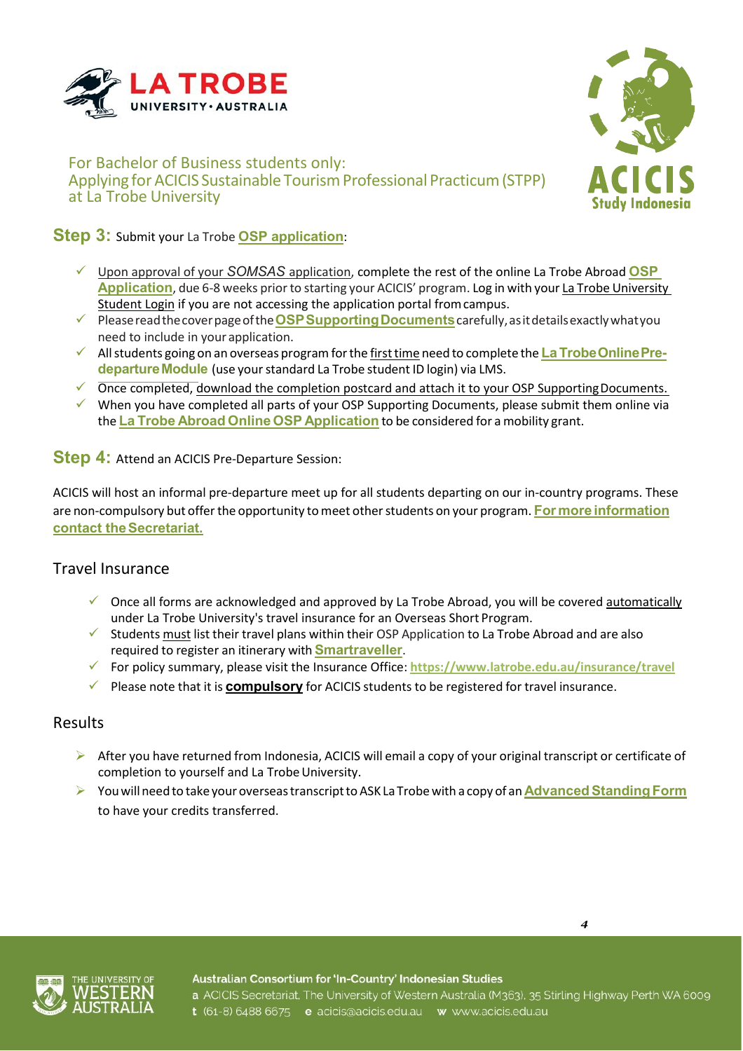For Bachelor of Business students only:
Applying for ACICIS Sustainable Tourism Professional Practicum (STPP) at La Trobe University

## Step 3: Submit your La Trobe **OSP application**:

- ✓ Upon approval of your *SOMSAS* application, complete the rest of the online La Trobe Abroad **OSP Application**, due 6-8 weeks prior to starting your ACICIS' program. Log in with your La Trobe University Student Login if you are not accessing the application portal from campus.
- ✓ Please read the cover page of the **OSP Supporting Documents** carefully, as it details exactly what you need to include in your application.
- ✓ All students going on an overseas program for the first time need to complete the **La Trobe Online Pre-departure Module** (use your standard La Trobe student ID login) via LMS.
- ✓ Once completed, download the completion postcard and attach it to your OSP Supporting Documents.
- ✓ When you have completed all parts of your OSP Supporting Documents, please submit them online via the **La Trobe Abroad Online OSP Application** to be considered for a mobility grant.

## Step 4: Attend an ACICIS Pre-Departure Session:

ACICIS will host an informal pre-departure meet up for all students departing on our in-country programs. These are non-compulsory but offer the opportunity to meet other students on your program. **For more information contact the Secretariat.**

## Travel Insurance

- ✓ Once all forms are acknowledged and approved by La Trobe Abroad, you will be covered automatically under La Trobe University's travel insurance for an Overseas Short Program.
- ✓ Students must list their travel plans within their OSP Application to La Trobe Abroad and are also required to register an itinerary with **Smartraveller**.
- ✓ For policy summary, please visit the Insurance Office: **https://www.latrobe.edu.au/insurance/travel**
- ✓ Please note that it is **compulsory** for ACICIS students to be registered for travel insurance.

## Results

- After you have returned from Indonesia, ACICIS will email a copy of your original transcript or certificate of completion to yourself and La Trobe University.
- You will need to take your overseas transcript to ASK La Trobe with a copy of an **Advanced Standing Form** to have your credits transferred.